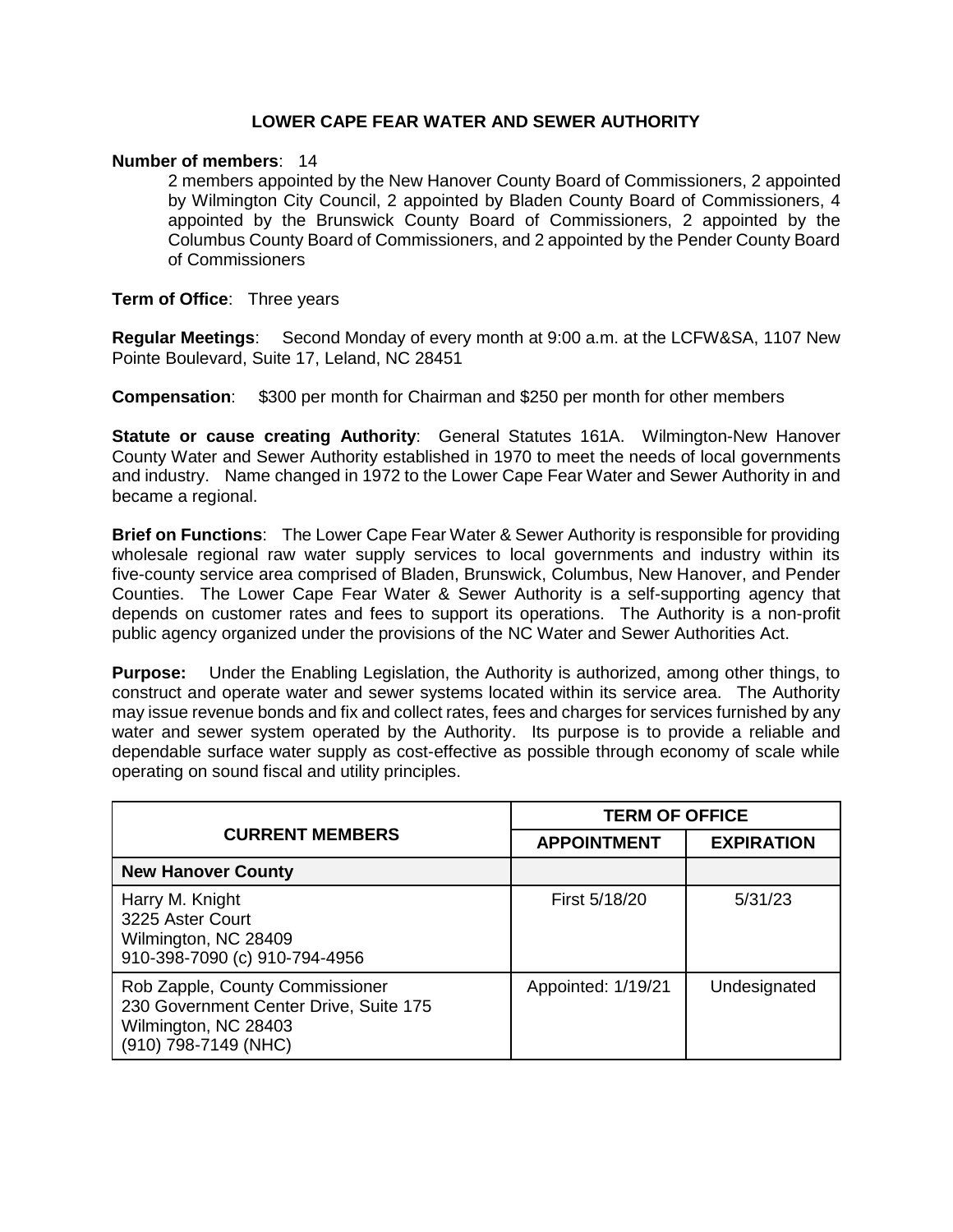# LOWER CAPE FEAR WATER AND SEWER AUTHORITY

**Number of members**: 14

2 members appointed by the New Hanover County Board of Commissioners, 2 appointed by Wilmington City Council, 2 appointed by Bladen County Board of Commissioners, 4 appointed by the Brunswick County Board of Commissioners, 2 appointed by the Columbus County Board of Commissioners, and 2 appointed by the Pender County Board of Commissioners

**Term of Office**: Three years

**Regular Meetings**: Second Monday of every month at 9:00 a.m. at the LCFW&SA, 1107 New Pointe Boulevard, Suite 17, Leland, NC 28451

**Compensation**: $300 per month for Chairman and $250 per month for other members

**Statute or cause creating Authority**: General Statutes 161A. Wilmington-New Hanover County Water and Sewer Authority established in 1970 to meet the needs of local governments and industry. Name changed in 1972 to the Lower Cape Fear Water and Sewer Authority in and became a regional.

**Brief on Functions**: The Lower Cape Fear Water & Sewer Authority is responsible for providing wholesale regional raw water supply services to local governments and industry within its five-county service area comprised of Bladen, Brunswick, Columbus, New Hanover, and Pender Counties. The Lower Cape Fear Water & Sewer Authority is a self-supporting agency that depends on customer rates and fees to support its operations. The Authority is a non-profit public agency organized under the provisions of the NC Water and Sewer Authorities Act.

**Purpose:** Under the Enabling Legislation, the Authority is authorized, among other things, to construct and operate water and sewer systems located within its service area. The Authority may issue revenue bonds and fix and collect rates, fees and charges for services furnished by any water and sewer system operated by the Authority. Its purpose is to provide a reliable and dependable surface water supply as cost-effective as possible through economy of scale while operating on sound fiscal and utility principles.

| CURRENT MEMBERS | TERM OF OFFICE | |
|---|---|---|
| | **APPOINTMENT** | **EXPIRATION** |
| **New Hanover County** | | |
| Harry M. Knight<br>3225 Aster Court<br>Wilmington, NC 28409<br>910-398-7090 (c) 910-794-4956 | First 5/18/20 | 5/31/23 |
| Rob Zapple, County Commissioner<br>230 Government Center Drive, Suite 175<br>Wilmington, NC 28403<br>(910) 798-7149 (NHC) | Appointed: 1/19/21 | Undesignated |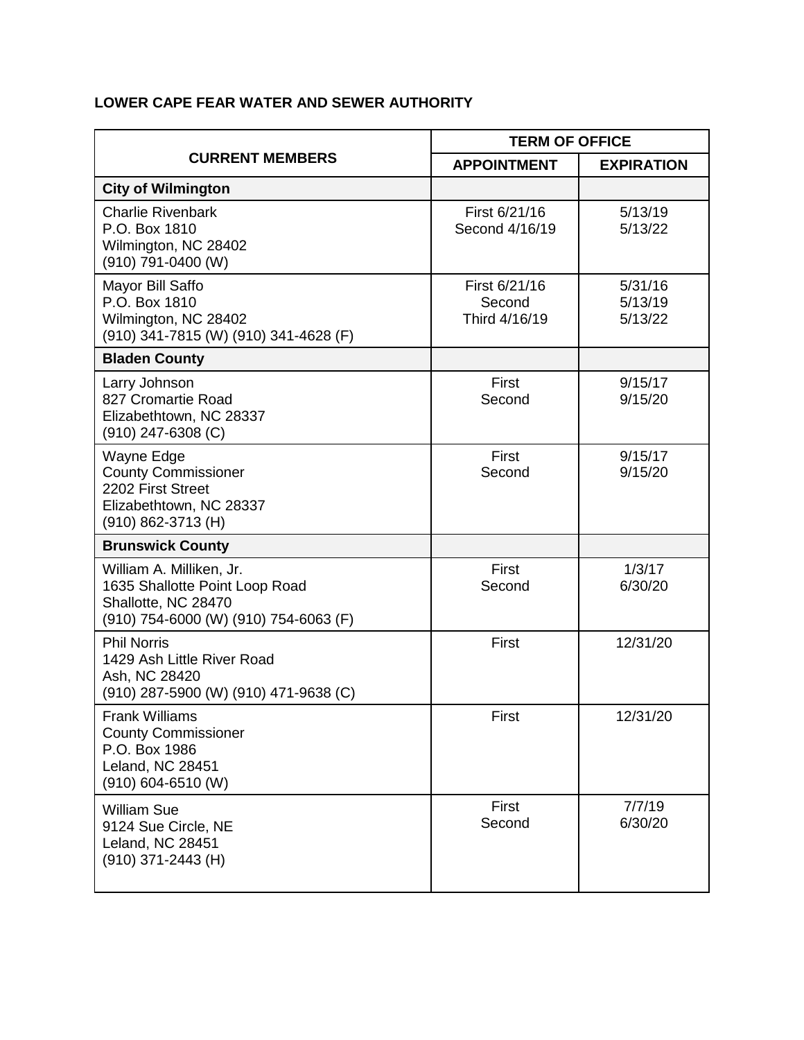**LOWER CAPE FEAR WATER AND SEWER AUTHORITY**

| CURRENT MEMBERS | TERM OF OFFICE | |
|---|---|---|
| | **APPOINTMENT** | **EXPIRATION** |
| **City of Wilmington** | | |
| Charlie Rivenbark<br>P.O. Box 1810<br>Wilmington, NC 28402<br>(910) 791-0400 (W) | First 6/21/16<br>Second 4/16/19 | 5/13/19<br>5/13/22 |
| Mayor Bill Saffo<br>P.O. Box 1810<br>Wilmington, NC 28402<br>(910) 341-7815 (W) (910) 341-4628 (F) | First 6/21/16<br>Second<br>Third 4/16/19 | 5/31/16<br>5/13/19<br>5/13/22 |
| **Bladen County** | | |
| Larry Johnson<br>827 Cromartie Road<br>Elizabethtown, NC 28337<br>(910) 247-6308 (C) | First<br>Second | 9/15/17<br>9/15/20 |
| Wayne Edge<br>County Commissioner<br>2202 First Street<br>Elizabethtown, NC 28337<br>(910) 862-3713 (H) | First<br>Second | 9/15/17<br>9/15/20 |
| **Brunswick County** | | |
| William A. Milliken, Jr.<br>1635 Shallotte Point Loop Road<br>Shallotte, NC 28470<br>(910) 754-6000 (W) (910) 754-6063 (F) | First<br>Second | 1/3/17<br>6/30/20 |
| Phil Norris<br>1429 Ash Little River Road<br>Ash, NC 28420<br>(910) 287-5900 (W) (910) 471-9638 (C) | First | 12/31/20 |
| Frank Williams<br>County Commissioner<br>P.O. Box 1986<br>Leland, NC 28451<br>(910) 604-6510 (W) | First | 12/31/20 |
| William Sue<br>9124 Sue Circle, NE<br>Leland, NC 28451<br>(910) 371-2443 (H) | First<br>Second | 7/7/19<br>6/30/20 |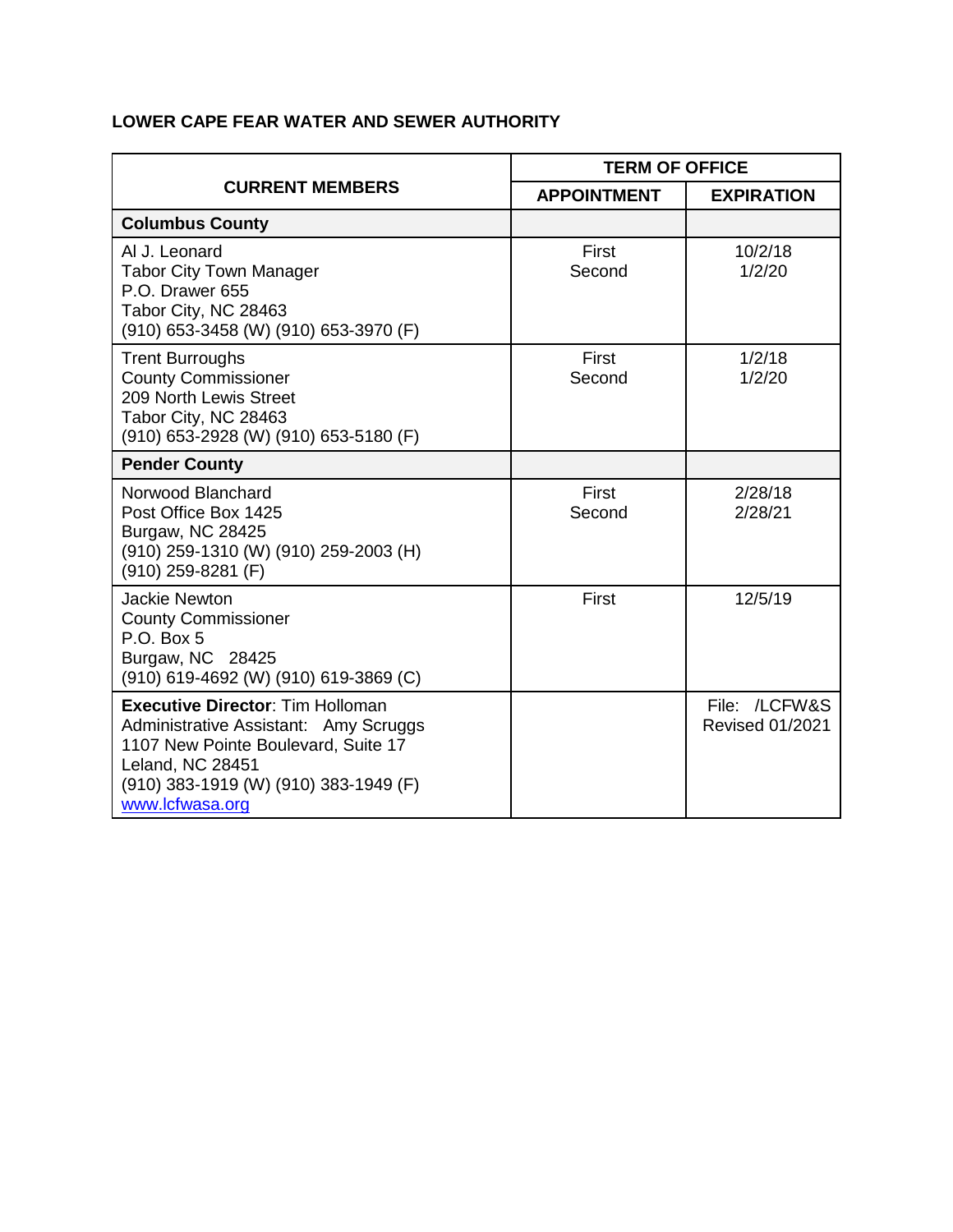**LOWER CAPE FEAR WATER AND SEWER AUTHORITY**

| CURRENT MEMBERS | TERM OF OFFICE | |
|---|---|---|
| | **APPOINTMENT** | **EXPIRATION** |
| **Columbus County** | | |
| Al J. Leonard<br>Tabor City Town Manager<br>P.O. Drawer 655<br>Tabor City, NC 28463<br>(910) 653-3458 (W) (910) 653-3970 (F) | First<br>Second | 10/2/18<br>1/2/20 |
| Trent Burroughs<br>County Commissioner<br>209 North Lewis Street<br>Tabor City, NC 28463<br>(910) 653-2928 (W) (910) 653-5180 (F) | First<br>Second | 1/2/18<br>1/2/20 |
| **Pender County** | | |
| Norwood Blanchard<br>Post Office Box 1425<br>Burgaw, NC 28425<br>(910) 259-1310 (W) (910) 259-2003 (H)<br>(910) 259-8281 (F) | First<br>Second | 2/28/18<br>2/28/21 |
| Jackie Newton<br>County Commissioner<br>P.O. Box 5<br>Burgaw, NC 28425<br>(910) 619-4692 (W) (910) 619-3869 (C) | First | 12/5/19 |
| **Executive Director**: Tim Holloman<br>Administrative Assistant: Amy Scruggs<br>1107 New Pointe Boulevard, Suite 17<br>Leland, NC 28451<br>(910) 383-1919 (W) (910) 383-1949 (F)<br>www.lcfwasa.org | | File: /LCFW&S<br>Revised 01/2021 |